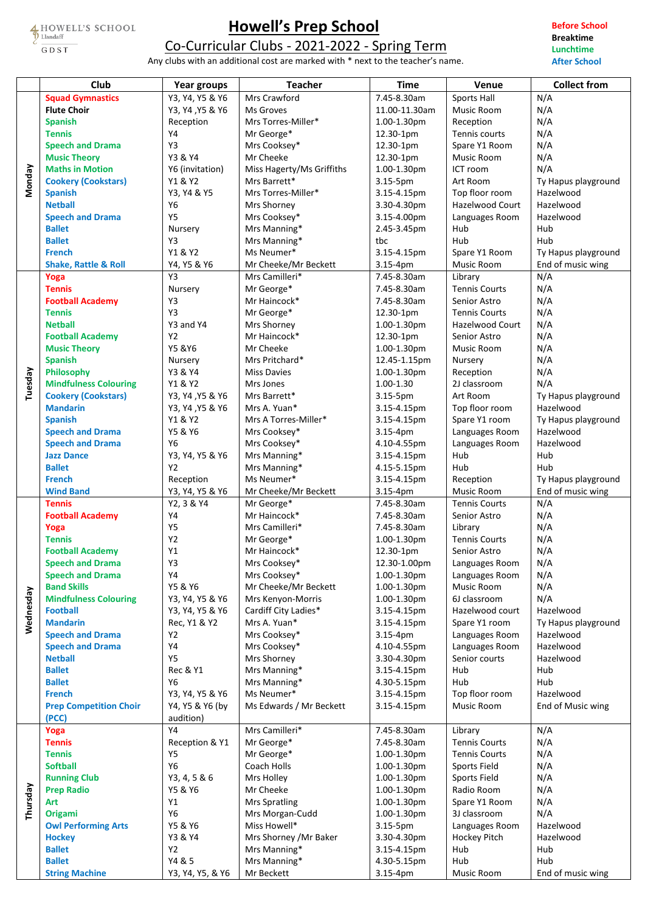# Howell's Prep School

## Co-Curricular Clubs - 2021-2022 - Spring Term

Any clubs with an additional cost are marked with * next to the teacher's name.

HOWELL'S SCHOOL Llandaff GDST

Before School
Breaktime
Lunchtime
After School

| | Club | Year groups | Teacher | Time | Venue | Collect from |
|---|---|---|---|---|---|---|
| Monday | Squad Gymnastics | Y3, Y4, Y5 & Y6 | Mrs Crawford | 7.45-8.30am | Sports Hall | N/A |
| | Flute Choir | Y3, Y4 ,Y5 & Y6 | Ms Groves | 11.00-11.30am | Music Room | N/A |
| | Spanish | Reception | Mrs Torres-Miller* | 1.00-1.30pm | Reception | N/A |
| | Tennis | Y4 | Mr George* | 12.30-1pm | Tennis courts | N/A |
| | Speech and Drama | Y3 | Mrs Cooksey* | 12.30-1pm | Spare Y1 Room | N/A |
| | Music Theory | Y3 & Y4 | Mr Cheeke | 12.30-1pm | Music Room | N/A |
| | Maths in Motion | Y6 (invitation) | Miss Hagerty/Ms Griffiths | 1.00-1.30pm | ICT room | N/A |
| | Cookery (Cookstars) | Y1 & Y2 | Mrs Barrett* | 3.15-5pm | Art Room | Ty Hapus playground |
| | Spanish | Y3, Y4 & Y5 | Mrs Torres-Miller* | 3.15-4.15pm | Top floor room | Hazelwood |
| | Netball | Y6 | Mrs Shorney | 3.30-4.30pm | Hazelwood Court | Hazelwood |
| | Speech and Drama | Y5 | Mrs Cooksey* | 3.15-4.00pm | Languages Room | Hazelwood |
| | Ballet | Nursery | Mrs Manning* | 2.45-3.45pm | Hub | Hub |
| | Ballet | Y3 | Mrs Manning* | tbc | Hub | Hub |
| | French | Y1 & Y2 | Ms Neumer* | 3.15-4.15pm | Spare Y1 Room | Ty Hapus playground |
| | Shake, Rattle & Roll | Y4, Y5 & Y6 | Mr Cheeke/Mr Beckett | 3.15-4pm | Music Room | End of music wing |
| Tuesday | Yoga | Y3 | Mrs Camilleri* | 7.45-8.30am | Library | N/A |
| | Tennis | Nursery | Mr George* | 7.45-8.30am | Tennis Courts | N/A |
| | Football Academy | Y3 | Mr Haincock* | 7.45-8.30am | Senior Astro | N/A |
| | Tennis | Y3 | Mr George* | 12.30-1pm | Tennis Courts | N/A |
| | Netball | Y3 and Y4 | Mrs Shorney | 1.00-1.30pm | Hazelwood Court | N/A |
| | Football Academy | Y2 | Mr Haincock* | 12.30-1pm | Senior Astro | N/A |
| | Music Theory | Y5 &Y6 | Mr Cheeke | 1.00-1.30pm | Music Room | N/A |
| | Spanish | Nursery | Mrs Pritchard* | 12.45-1.15pm | Nursery | N/A |
| | Philosophy | Y3 & Y4 | Miss Davies | 1.00-1.30pm | Reception | N/A |
| | Mindfulness Colouring | Y1 & Y2 | Mrs Jones | 1.00-1.30 | 2J classroom | N/A |
| | Cookery (Cookstars) | Y3, Y4 ,Y5 & Y6 | Mrs Barrett* | 3.15-5pm | Art Room | Ty Hapus playground |
| | Mandarin | Y3, Y4 ,Y5 & Y6 | Mrs A. Yuan* | 3.15-4.15pm | Top floor room | Hazelwood |
| | Spanish | Y1 & Y2 | Mrs A Torres-Miller* | 3.15-4.15pm | Spare Y1 room | Ty Hapus playground |
| | Speech and Drama | Y5 & Y6 | Mrs Cooksey* | 3.15-4pm | Languages Room | Hazelwood |
| | Speech and Drama | Y6 | Mrs Cooksey* | 4.10-4.55pm | Languages Room | Hazelwood |
| | Jazz Dance | Y3, Y4, Y5 & Y6 | Mrs Manning* | 3.15-4.15pm | Hub | Hub |
| | Ballet | Y2 | Mrs Manning* | 4.15-5.15pm | Hub | Hub |
| | French | Reception | Ms Neumer* | 3.15-4.15pm | Reception | Ty Hapus playground |
| | Wind Band | Y3, Y4, Y5 & Y6 | Mr Cheeke/Mr Beckett | 3.15-4pm | Music Room | End of music wing |
| Wednesday | Tennis | Y2, 3 & Y4 | Mr George* | 7.45-8.30am | Tennis Courts | N/A |
| | Football Academy | Y4 | Mr Haincock* | 7.45-8.30am | Senior Astro | N/A |
| | Yoga | Y5 | Mrs Camilleri* | 7.45-8.30am | Library | N/A |
| | Tennis | Y2 | Mr George* | 1.00-1.30pm | Tennis Courts | N/A |
| | Football Academy | Y1 | Mr Haincock* | 12.30-1pm | Senior Astro | N/A |
| | Speech and Drama | Y3 | Mrs Cooksey* | 12.30-1.00pm | Languages Room | N/A |
| | Speech and Drama | Y4 | Mrs Cooksey* | 1.00-1.30pm | Languages Room | N/A |
| | Band Skills | Y5 & Y6 | Mr Cheeke/Mr Beckett | 1.00-1.30pm | Music Room | N/A |
| | Mindfulness Colouring | Y3, Y4, Y5 & Y6 | Mrs Kenyon-Morris | 1.00-1.30pm | 6J classroom | N/A |
| | Football | Y3, Y4, Y5 & Y6 | Cardiff City Ladies* | 3.15-4.15pm | Hazelwood court | Hazelwood |
| | Mandarin | Rec, Y1 & Y2 | Mrs A. Yuan* | 3.15-4.15pm | Spare Y1 room | Ty Hapus playground |
| | Speech and Drama | Y2 | Mrs Cooksey* | 3.15-4pm | Languages Room | Hazelwood |
| | Speech and Drama | Y4 | Mrs Cooksey* | 4.10-4.55pm | Languages Room | Hazelwood |
| | Netball | Y5 | Mrs Shorney | 3.30-4.30pm | Senior courts | Hazelwood |
| | Ballet | Rec & Y1 | Mrs Manning* | 3.15-4.15pm | Hub | Hub |
| | Ballet | Y6 | Mrs Manning* | 4.30-5.15pm | Hub | Hub |
| | French | Y3, Y4, Y5 & Y6 | Ms Neumer* | 3.15-4.15pm | Top floor room | Hazelwood |
| | Prep Competition Choir (PCC) | Y4, Y5 & Y6 (by audition) | Ms Edwards / Mr Beckett | 3.15-4.15pm | Music Room | End of Music wing |
| Thursday | Yoga | Y4 | Mrs Camilleri* | 7.45-8.30am | Library | N/A |
| | Tennis | Reception & Y1 | Mr George* | 7.45-8.30am | Tennis Courts | N/A |
| | Tennis | Y5 | Mr George* | 1.00-1.30pm | Tennis Courts | N/A |
| | Softball | Y6 | Coach Holls | 1.00-1.30pm | Sports Field | N/A |
| | Running Club | Y3, 4, 5 & 6 | Mrs Holley | 1.00-1.30pm | Sports Field | N/A |
| | Prep Radio | Y5 & Y6 | Mr Cheeke | 1.00-1.30pm | Radio Room | N/A |
| | Art | Y1 | Mrs Spratling | 1.00-1.30pm | Spare Y1 Room | N/A |
| | Origami | Y6 | Mrs Morgan-Cudd | 1.00-1.30pm | 3J classroom | N/A |
| | Owl Performing Arts | Y5 & Y6 | Miss Howell* | 3.15-5pm | Languages Room | Hazelwood |
| | Hockey | Y3 & Y4 | Mrs Shorney /Mr Baker | 3.30-4.30pm | Hockey Pitch | Hazelwood |
| | Ballet | Y2 | Mrs Manning* | 3.15-4.15pm | Hub | Hub |
| | Ballet | Y4 & 5 | Mrs Manning* | 4.30-5.15pm | Hub | Hub |
| | String Machine | Y3, Y4, Y5, & Y6 | Mr Beckett | 3.15-4pm | Music Room | End of music wing |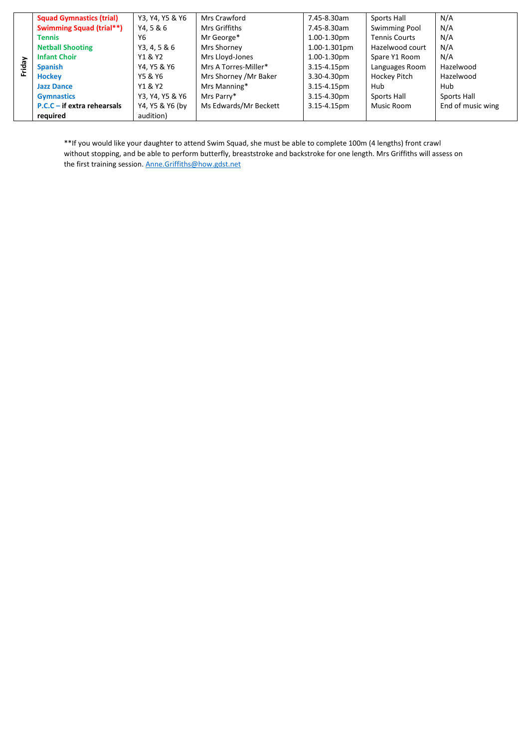| | | | | | | |
|---|---|---|---|---|---|---|
| Friday | **Squad Gymnastics (trial)** | Y3, Y4, Y5 & Y6 | Mrs Crawford | 7.45-8.30am | Sports Hall | N/A |
| | **Swimming Squad (trial**)** | Y4, 5 & 6 | Mrs Griffiths | 7.45-8.30am | Swimming Pool | N/A |
| | **Tennis** | Y6 | Mr George* | 1.00-1.30pm | Tennis Courts | N/A |
| | **Netball Shooting** | Y3, 4, 5 & 6 | Mrs Shorney | 1.00-1.301pm | Hazelwood court | N/A |
| | **Infant Choir** | Y1 & Y2 | Mrs Lloyd-Jones | 1.00-1.30pm | Spare Y1 Room | N/A |
| | **Spanish** | Y4, Y5 & Y6 | Mrs A Torres-Miller* | 3.15-4.15pm | Languages Room | Hazelwood |
| | **Hockey** | Y5 & Y6 | Mrs Shorney /Mr Baker | 3.30-4.30pm | Hockey Pitch | Hazelwood |
| | **Jazz Dance** | Y1 & Y2 | Mrs Manning* | 3.15-4.15pm | Hub | Hub |
| | **Gymnastics** | Y3, Y4, Y5 & Y6 | Mrs Parry* | 3.15-4.30pm | Sports Hall | Sports Hall |
| | **P.C.C – if extra rehearsals required** | Y4, Y5 & Y6 (by audition) | Ms Edwards/Mr Beckett | 3.15-4.15pm | Music Room | End of music wing |

**If you would like your daughter to attend Swim Squad, she must be able to complete 100m (4 lengths) front crawl without stopping, and be able to perform butterfly, breaststroke and backstroke for one length. Mrs Griffiths will assess on the first training session. Anne.Griffiths@how.gdst.net